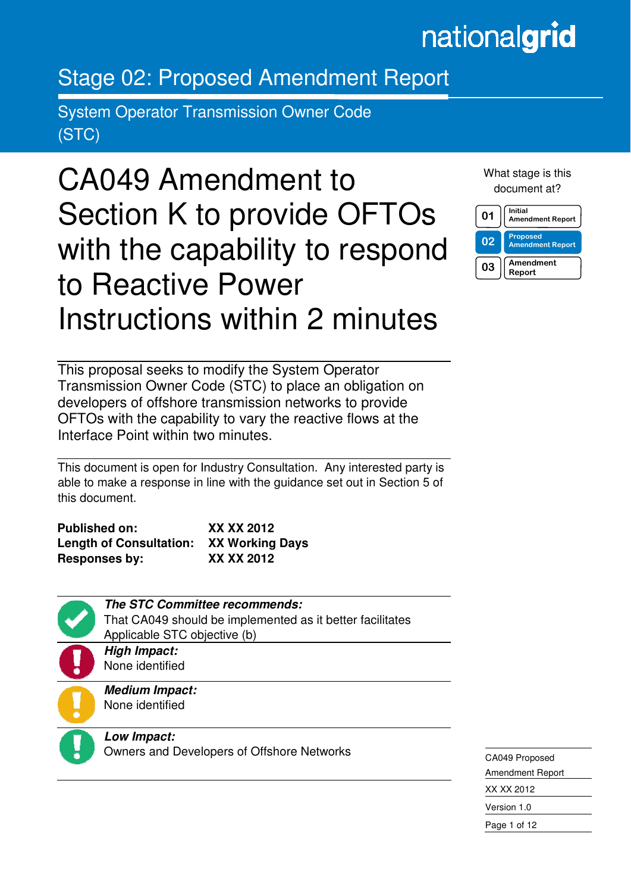nationalgrid

# Stage 02: Proposed Amendment Report

System Operator Transmission Owner Code (STC)

# CA049 Amendment to Section K to provide OFTOs with the capability to respond to Reactive Power Instructions within 2 minutes

What stage is this document at?

| | |
|---|---|
| 01 | Initial Amendment Report |
| **02** | **Proposed Amendment Report** |
| 03 | Amendment Report |

This proposal seeks to modify the System Operator Transmission Owner Code (STC) to place an obligation on developers of offshore transmission networks to provide OFTOs with the capability to vary the reactive flows at the Interface Point within two minutes.

This document is open for Industry Consultation. Any interested party is able to make a response in line with the guidance set out in Section 5 of this document.

| | |
|---|---|
| **Published on:** | **XX XX 2012** |
| **Length of Consultation:** | **XX Working Days** |
| **Responses by:** | **XX XX 2012** |

***The STC Committee recommends:***
That CA049 should be implemented as it better facilitates Applicable STC objective (b)

***High Impact:***
None identified

***Medium Impact:***
None identified

***Low Impact:***
Owners and Developers of Offshore Networks

CA049 Proposed Amendment Report
XX XX 2012
Version 1.0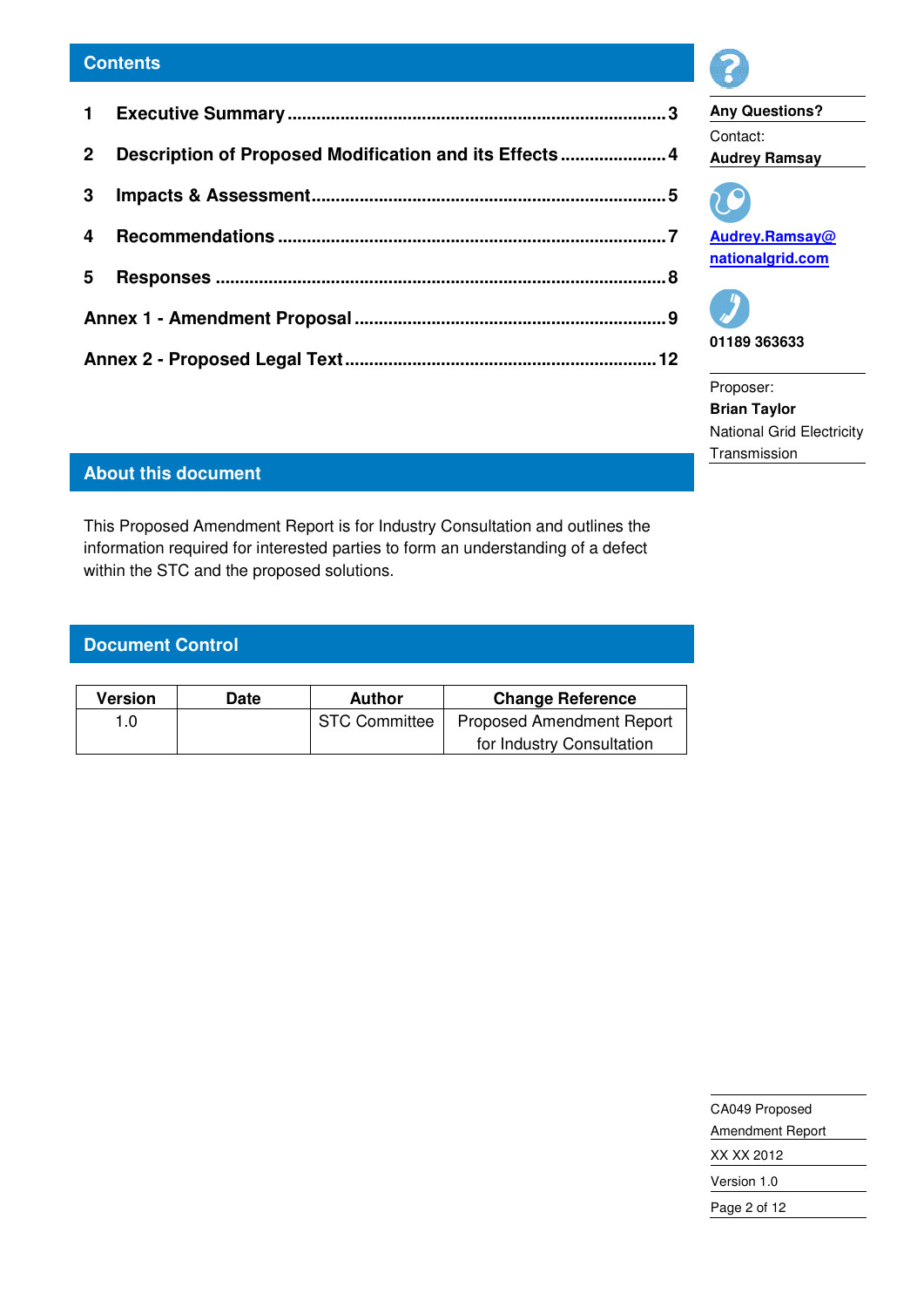## Contents

1 **Executive Summary** .......... 3

2 **Description of Proposed Modification and its Effects** .......... 4

3 **Impacts & Assessment** .......... 5

4 **Recommendations** .......... 7

5 **Responses** .......... 8

**Annex 1 - Amendment Proposal** .......... 9

**Annex 2 - Proposed Legal Text** .......... 12

**Any Questions?**

Contact:
**Audrey Ramsay**

**Audrey.Ramsay@nationalgrid.com**

**01189 363633**

Proposer:
**Brian Taylor**
National Grid Electricity Transmission

## About this document

This Proposed Amendment Report is for Industry Consultation and outlines the information required for interested parties to form an understanding of a defect within the STC and the proposed solutions.

## Document Control

| Version | Date | Author | Change Reference |
|---|---|---|---|
| 1.0 | | STC Committee | Proposed Amendment Report for Industry Consultation |

CA049 Proposed Amendment Report
XX XX 2012
Version 1.0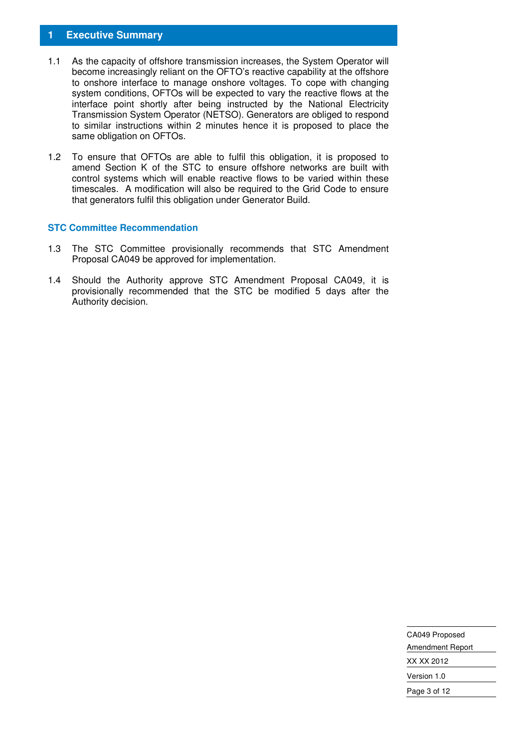# 1 Executive Summary

1.1 As the capacity of offshore transmission increases, the System Operator will become increasingly reliant on the OFTO's reactive capability at the offshore to onshore interface to manage onshore voltages. To cope with changing system conditions, OFTOs will be expected to vary the reactive flows at the interface point shortly after being instructed by the National Electricity Transmission System Operator (NETSO). Generators are obliged to respond to similar instructions within 2 minutes hence it is proposed to place the same obligation on OFTOs.

1.2 To ensure that OFTOs are able to fulfil this obligation, it is proposed to amend Section K of the STC to ensure offshore networks are built with control systems which will enable reactive flows to be varied within these timescales. A modification will also be required to the Grid Code to ensure that generators fulfil this obligation under Generator Build.

## STC Committee Recommendation

1.3 The STC Committee provisionally recommends that STC Amendment Proposal CA049 be approved for implementation.

1.4 Should the Authority approve STC Amendment Proposal CA049, it is provisionally recommended that the STC be modified 5 days after the Authority decision.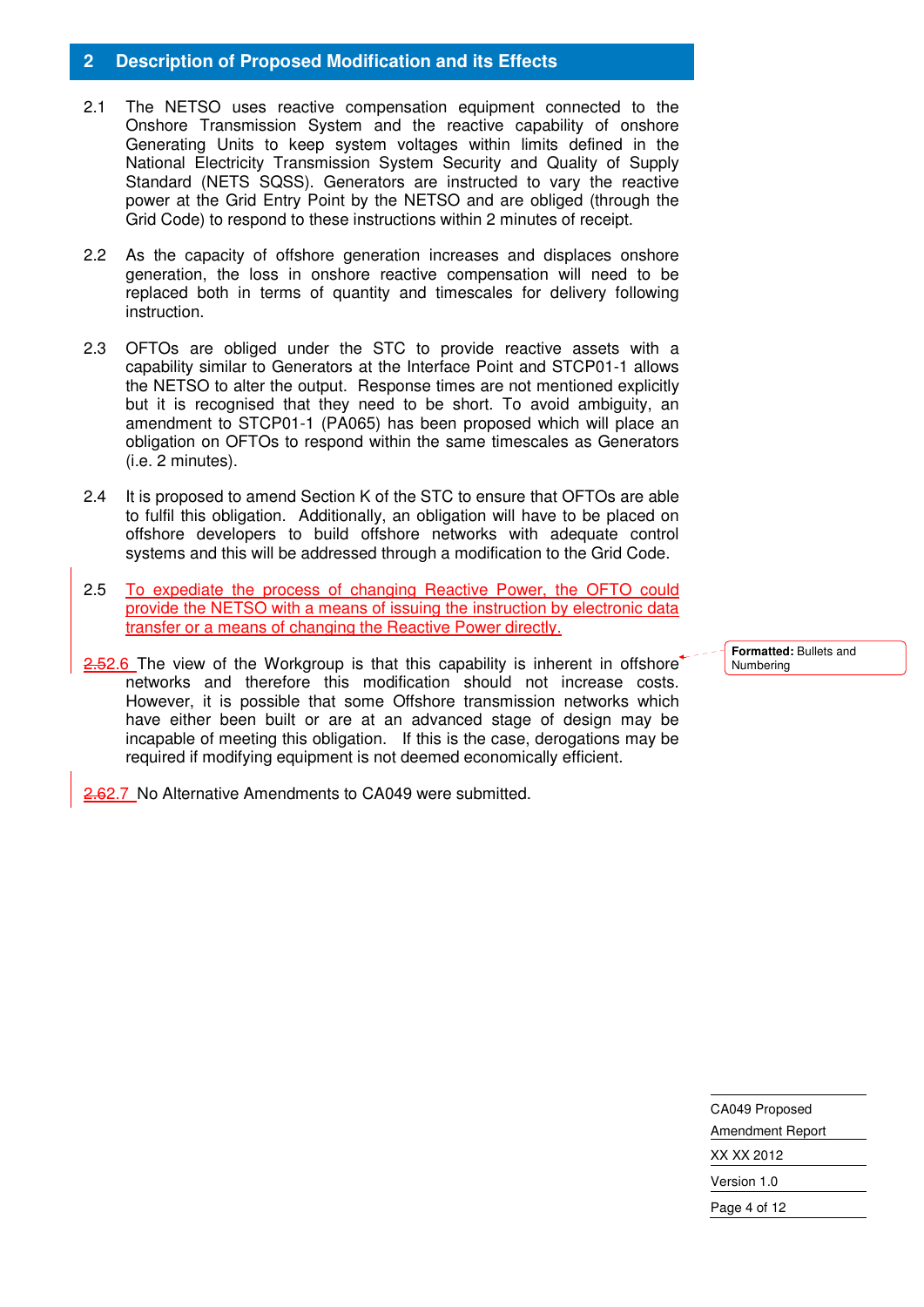## 2 Description of Proposed Modification and its Effects

2.1 The NETSO uses reactive compensation equipment connected to the Onshore Transmission System and the reactive capability of onshore Generating Units to keep system voltages within limits defined in the National Electricity Transmission System Security and Quality of Supply Standard (NETS SQSS). Generators are instructed to vary the reactive power at the Grid Entry Point by the NETSO and are obliged (through the Grid Code) to respond to these instructions within 2 minutes of receipt.

2.2 As the capacity of offshore generation increases and displaces onshore generation, the loss in onshore reactive compensation will need to be replaced both in terms of quantity and timescales for delivery following instruction.

2.3 OFTOs are obliged under the STC to provide reactive assets with a capability similar to Generators at the Interface Point and STCP01-1 allows the NETSO to alter the output. Response times are not mentioned explicitly but it is recognised that they need to be short. To avoid ambiguity, an amendment to STCP01-1 (PA065) has been proposed which will place an obligation on OFTOs to respond within the same timescales as Generators (i.e. 2 minutes).

2.4 It is proposed to amend Section K of the STC to ensure that OFTOs are able to fulfil this obligation. Additionally, an obligation will have to be placed on offshore developers to build offshore networks with adequate control systems and this will be addressed through a modification to the Grid Code.

2.5 To expediate the process of changing Reactive Power, the OFTO could provide the NETSO with a means of issuing the instruction by electronic data transfer or a means of changing the Reactive Power directly.

2.6 The view of the Workgroup is that this capability is inherent in offshore networks and therefore this modification should not increase costs. However, it is possible that some Offshore transmission networks which have either been built or are at an advanced stage of design may be incapable of meeting this obligation. If this is the case, derogations may be required if modifying equipment is not deemed economically efficient.

2.7 No Alternative Amendments to CA049 were submitted.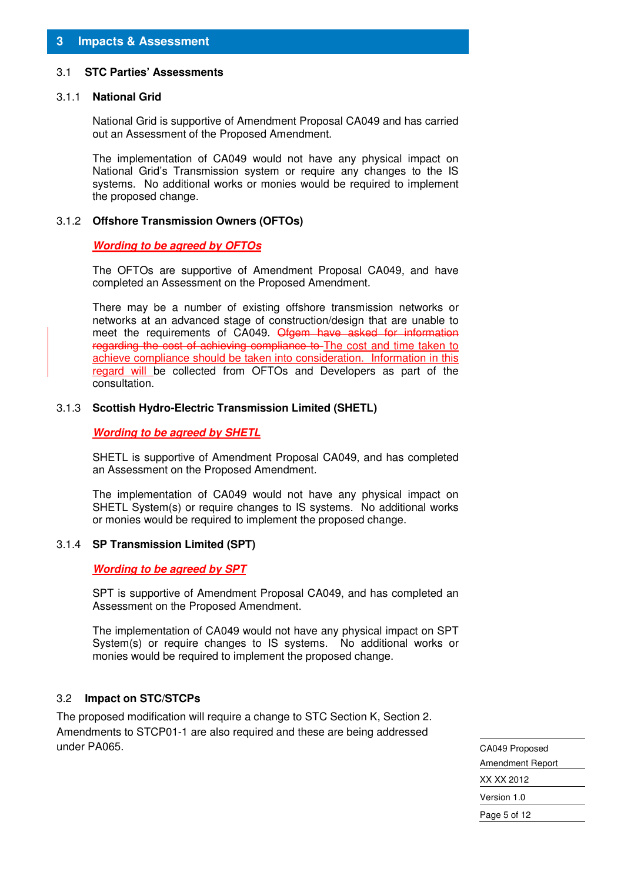# 3 Impacts & Assessment

## 3.1 STC Parties' Assessments

### 3.1.1 National Grid

National Grid is supportive of Amendment Proposal CA049 and has carried out an Assessment of the Proposed Amendment.

The implementation of CA049 would not have any physical impact on National Grid's Transmission system or require any changes to the IS systems. No additional works or monies would be required to implement the proposed change.

### 3.1.2 Offshore Transmission Owners (OFTOs)

***Wording to be agreed by OFTOs***

The OFTOs are supportive of Amendment Proposal CA049, and have completed an Assessment on the Proposed Amendment.

There may be a number of existing offshore transmission networks or networks at an advanced stage of construction/design that are unable to meet the requirements of CA049. ~~Ofgem have asked for information regarding the cost of achieving compliance to~~ The cost and time taken to achieve compliance should be taken into consideration. Information in this regard will be collected from OFTOs and Developers as part of the consultation.

### 3.1.3 Scottish Hydro-Electric Transmission Limited (SHETL)

***Wording to be agreed by SHETL***

SHETL is supportive of Amendment Proposal CA049, and has completed an Assessment on the Proposed Amendment.

The implementation of CA049 would not have any physical impact on SHETL System(s) or require changes to IS systems. No additional works or monies would be required to implement the proposed change.

### 3.1.4 SP Transmission Limited (SPT)

***Wording to be agreed by SPT***

SPT is supportive of Amendment Proposal CA049, and has completed an Assessment on the Proposed Amendment.

The implementation of CA049 would not have any physical impact on SPT System(s) or require changes to IS systems. No additional works or monies would be required to implement the proposed change.

## 3.2 Impact on STC/STCPs

The proposed modification will require a change to STC Section K, Section 2. Amendments to STCP01-1 are also required and these are being addressed under PA065.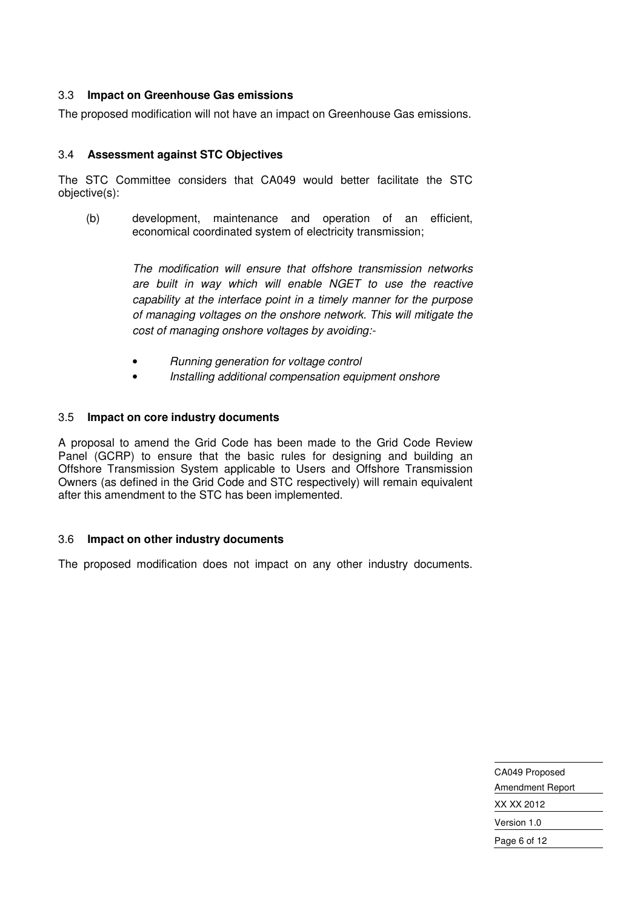### 3.3 **Impact on Greenhouse Gas emissions**

The proposed modification will not have an impact on Greenhouse Gas emissions.

### 3.4 **Assessment against STC Objectives**

The STC Committee considers that CA049 would better facilitate the STC objective(s):

(b) development, maintenance and operation of an efficient, economical coordinated system of electricity transmission;

*The modification will ensure that offshore transmission networks are built in way which will enable NGET to use the reactive capability at the interface point in a timely manner for the purpose of managing voltages on the onshore network. This will mitigate the cost of managing onshore voltages by avoiding:-*

- *Running generation for voltage control*
- *Installing additional compensation equipment onshore*

### 3.5 **Impact on core industry documents**

A proposal to amend the Grid Code has been made to the Grid Code Review Panel (GCRP) to ensure that the basic rules for designing and building an Offshore Transmission System applicable to Users and Offshore Transmission Owners (as defined in the Grid Code and STC respectively) will remain equivalent after this amendment to the STC has been implemented.

### 3.6 **Impact on other industry documents**

The proposed modification does not impact on any other industry documents.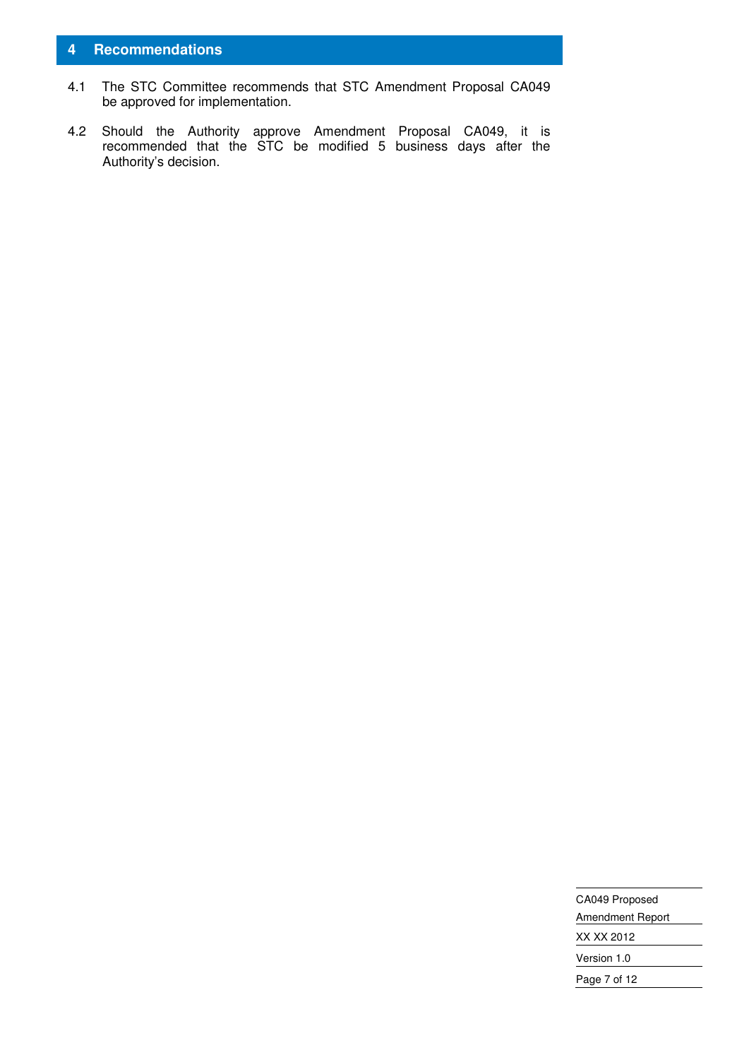## 4 Recommendations

4.1 The STC Committee recommends that STC Amendment Proposal CA049 be approved for implementation.

4.2 Should the Authority approve Amendment Proposal CA049, it is recommended that the STC be modified 5 business days after the Authority's decision.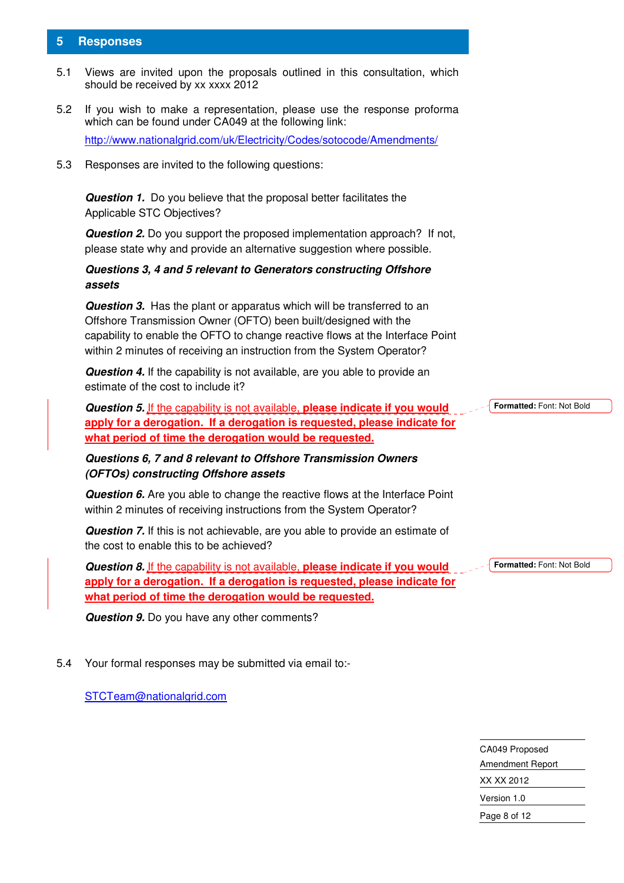## 5 Responses

5.1 Views are invited upon the proposals outlined in this consultation, which should be received by xx xxxx 2012

5.2 If you wish to make a representation, please use the response proforma which can be found under CA049 at the following link:

[http://www.nationalgrid.com/uk/Electricity/Codes/sotocode/Amendments/](http://www.nationalgrid.com/uk/Electricity/Codes/sotocode/Amendments/)

5.3 Responses are invited to the following questions:

***Question 1.*** Do you believe that the proposal better facilitates the Applicable STC Objectives?

***Question 2.*** Do you support the proposed implementation approach? If not, please state why and provide an alternative suggestion where possible.

***Questions 3, 4 and 5 relevant to Generators constructing Offshore assets***

***Question 3.*** Has the plant or apparatus which will be transferred to an Offshore Transmission Owner (OFTO) been built/designed with the capability to enable the OFTO to change reactive flows at the Interface Point within 2 minutes of receiving an instruction from the System Operator?

***Question 4.*** If the capability is not available, are you able to provide an estimate of the cost to include it?

***Question 5.*** If the capability is not available, **please indicate if you would apply for a derogation. If a derogation is requested, please indicate for what period of time the derogation would be requested.**

***Questions 6, 7 and 8 relevant to Offshore Transmission Owners (OFTOs) constructing Offshore assets***

***Question 6.*** Are you able to change the reactive flows at the Interface Point within 2 minutes of receiving instructions from the System Operator?

***Question 7.*** If this is not achievable, are you able to provide an estimate of the cost to enable this to be achieved?

***Question 8.*** If the capability is not available, **please indicate if you would apply for a derogation. If a derogation is requested, please indicate for what period of time the derogation would be requested.**

***Question 9.*** Do you have any other comments?

5.4 Your formal responses may be submitted via email to:-

[STCTeam@nationalgrid.com](mailto:STCTeam@nationalgrid.com)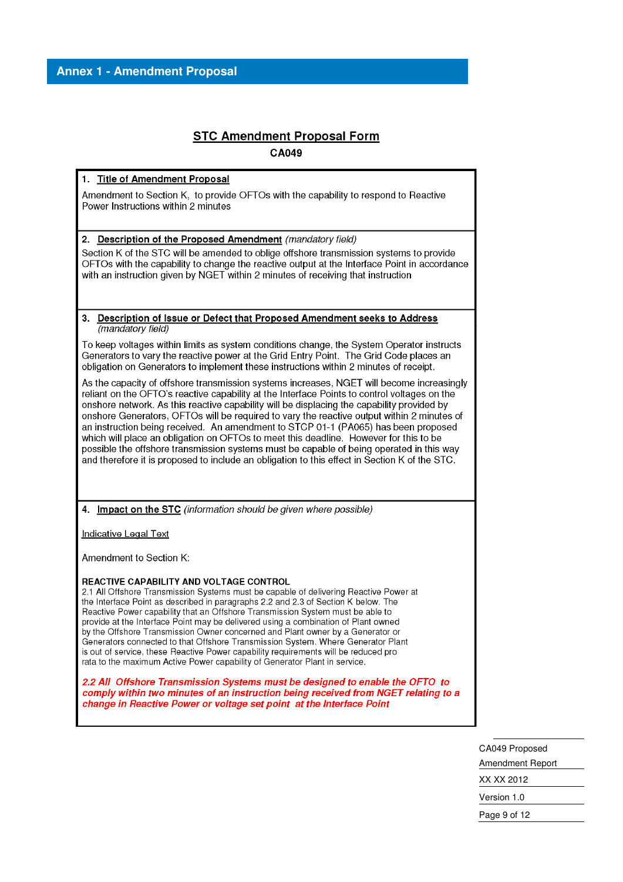# Annex 1 - Amendment Proposal

## STC Amendment Proposal Form

**CA049**

**1. Title of Amendment Proposal**

Amendment to Section K, to provide OFTOs with the capability to respond to Reactive Power Instructions within 2 minutes

**2. Description of the Proposed Amendment** *(mandatory field)*

Section K of the STC will be amended to oblige offshore transmission systems to provide OFTOs with the capability to change the reactive output at the Interface Point in accordance with an instruction given by NGET within 2 minutes of receiving that instruction

**3. Description of Issue or Defect that Proposed Amendment seeks to Address** *(mandatory field)*

To keep voltages within limits as system conditions change, the System Operator instructs Generators to vary the reactive power at the Grid Entry Point. The Grid Code places an obligation on Generators to implement these instructions within 2 minutes of receipt.

As the capacity of offshore transmission systems increases, NGET will become increasingly reliant on the OFTO's reactive capability at the Interface Points to control voltages on the onshore network. As this reactive capability will be displacing the capability provided by onshore Generators, OFTOs will be required to vary the reactive output within 2 minutes of an instruction being received. An amendment to STCP 01-1 (PA065) has been proposed which will place an obligation on OFTOs to meet this deadline. However for this to be possible the offshore transmission systems must be capable of being operated in this way and therefore it is proposed to include an obligation to this effect in Section K of the STC.

**4. Impact on the STC** *(information should be given where possible)*

Indicative Legal Text

Amendment to Section K:

**REACTIVE CAPABILITY AND VOLTAGE CONTROL**

2.1 All Offshore Transmission Systems must be capable of delivering Reactive Power at the Interface Point as described in paragraphs 2.2 and 2.3 of Section K below. The Reactive Power capability that an Offshore Transmission System must be able to provide at the Interface Point may be delivered using a combination of Plant owned by the Offshore Transmission Owner concerned and Plant owner by a Generator or Generators connected to that Offshore Transmission System. Where Generator Plant is out of service, these Reactive Power capability requirements will be reduced pro rata to the maximum Active Power capability of Generator Plant in service.

***2.2 All Offshore Transmission Systems must be designed to enable the OFTO to comply within two minutes of an instruction being received from NGET relating to a change in Reactive Power or voltage set point at the Interface Point***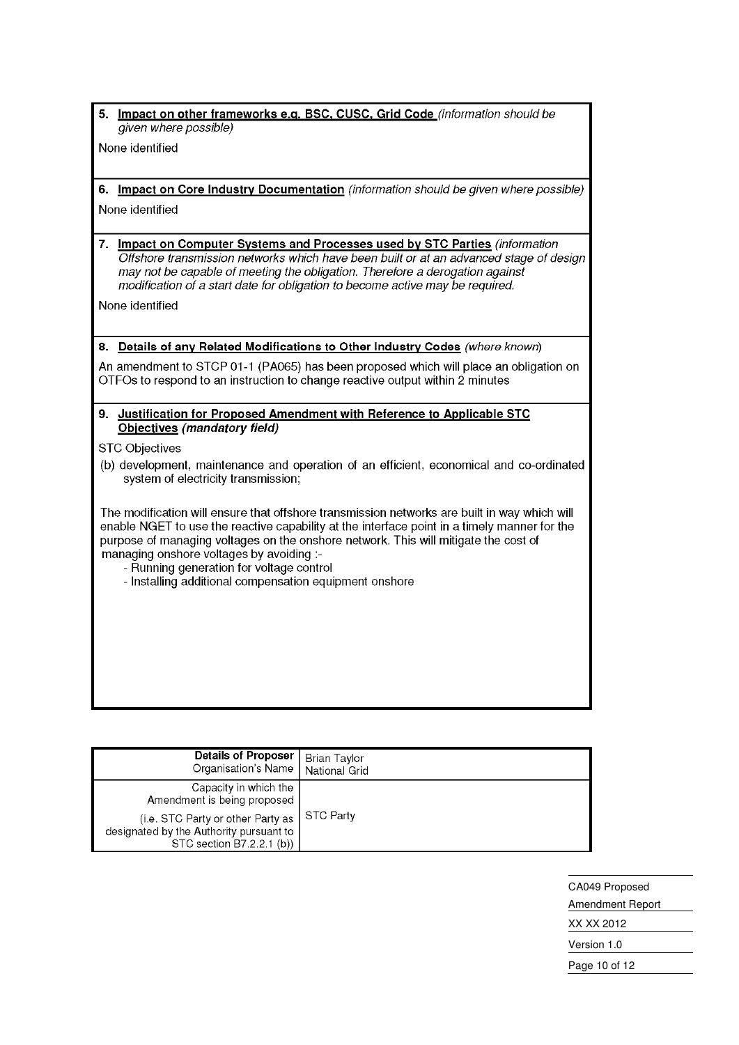**5. <u>Impact on other frameworks e.g. BSC, CUSC, Grid Code</u>** *(information should be given where possible)*

None identified

**6. <u>Impact on Core Industry Documentation</u>** *(information should be given where possible)*

None identified

**7. <u>Impact on Computer Systems and Processes used by STC Parties</u>** *(information Offshore transmission networks which have been built or at an advanced stage of design may not be capable of meeting the obligation. Therefore a derogation against modification of a start date for obligation to become active may be required.*

None identified

**8. <u>Details of any Related Modifications to Other Industry Codes</u>** *(where known)*

An amendment to STCP 01-1 (PA065) has been proposed which will place an obligation on OTFOs to respond to an instruction to change reactive output within 2 minutes

**9. <u>Justification for Proposed Amendment with Reference to Applicable STC Objectives</u>** ***(mandatory field)***

STC Objectives

(b) development, maintenance and operation of an efficient, economical and co-ordinated system of electricity transmission;

The modification will ensure that offshore transmission networks are built in way which will enable NGET to use the reactive capability at the interface point in a timely manner for the purpose of managing voltages on the onshore network. This will mitigate the cost of managing onshore voltages by avoiding :-

- Running generation for voltage control
- Installing additional compensation equipment onshore

| **Details of Proposer**<br>Organisation's Name | Brian Taylor<br>National Grid |
|---|---|
| Capacity in which the Amendment is being proposed<br>(i.e. STC Party or other Party as designated by the Authority pursuant to STC section B7.2.2.1 (b)) | STC Party |

CA049 Proposed Amendment Report
XX XX 2012
Version 1.0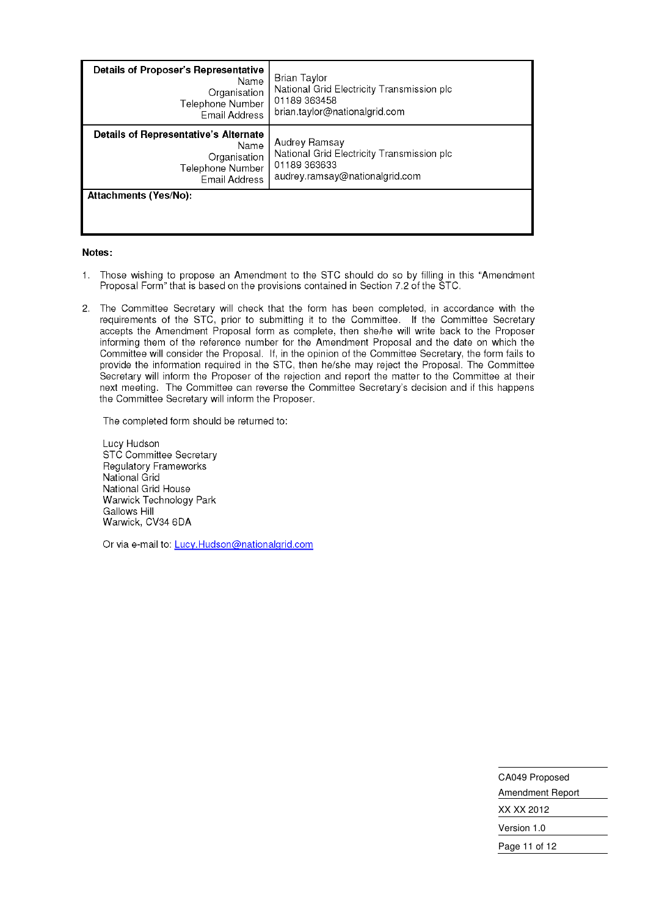| **Details of Proposer's Representative**<br>Name<br>Organisation<br>Telephone Number<br>Email Address | Brian Taylor<br>National Grid Electricity Transmission plc<br>01189 363458<br>brian.taylor@nationalgrid.com |
|---|---|
| **Details of Representative's Alternate**<br>Name<br>Organisation<br>Telephone Number<br>Email Address | Audrey Ramsay<br>National Grid Electricity Transmission plc<br>01189 363633<br>audrey.ramsay@nationalgrid.com |
| **Attachments (Yes/No):** | |

**Notes:**

1. Those wishing to propose an Amendment to the STC should do so by filling in this "Amendment Proposal Form" that is based on the provisions contained in Section 7.2 of the STC.

2. The Committee Secretary will check that the form has been completed, in accordance with the requirements of the STC, prior to submitting it to the Committee. If the Committee Secretary accepts the Amendment Proposal form as complete, then she/he will write back to the Proposer informing them of the reference number for the Amendment Proposal and the date on which the Committee will consider the Proposal. If, in the opinion of the Committee Secretary, the form fails to provide the information required in the STC, then he/she may reject the Proposal. The Committee Secretary will inform the Proposer of the rejection and report the matter to the Committee at their next meeting. The Committee can reverse the Committee Secretary's decision and if this happens the Committee Secretary will inform the Proposer.

   The completed form should be returned to:

   Lucy Hudson
   STC Committee Secretary
   Regulatory Frameworks
   National Grid
   National Grid House
   Warwick Technology Park
   Gallows Hill
   Warwick, CV34 6DA

   Or via e-mail to: Lucy.Hudson@nationalgrid.com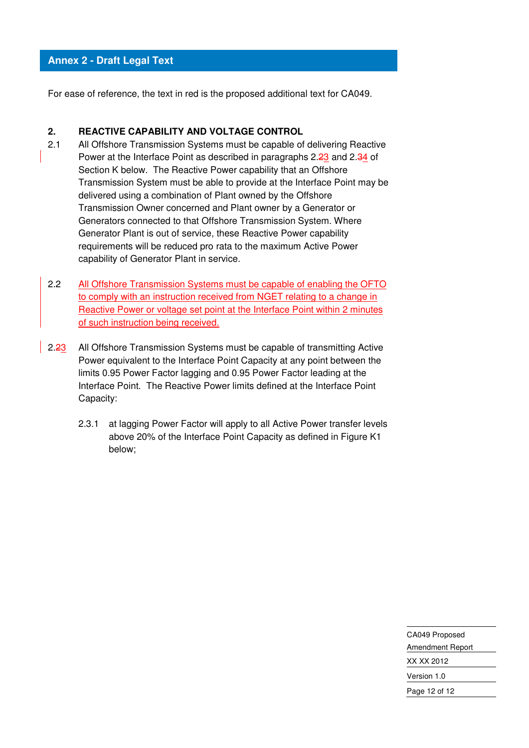## Annex 2 - Draft Legal Text

For ease of reference, the text in red is the proposed additional text for CA049.

**2. REACTIVE CAPABILITY AND VOLTAGE CONTROL**

2.1 All Offshore Transmission Systems must be capable of delivering Reactive Power at the Interface Point as described in paragraphs 2.~~2~~3 and 2.~~3~~4 of Section K below. The Reactive Power capability that an Offshore Transmission System must be able to provide at the Interface Point may be delivered using a combination of Plant owned by the Offshore Transmission Owner concerned and Plant owner by a Generator or Generators connected to that Offshore Transmission System. Where Generator Plant is out of service, these Reactive Power capability requirements will be reduced pro rata to the maximum Active Power capability of Generator Plant in service.

2.2 All Offshore Transmission Systems must be capable of enabling the OFTO to comply with an instruction received from NGET relating to a change in Reactive Power or voltage set point at the Interface Point within 2 minutes of such instruction being received.

2.~~2~~3 All Offshore Transmission Systems must be capable of transmitting Active Power equivalent to the Interface Point Capacity at any point between the limits 0.95 Power Factor lagging and 0.95 Power Factor leading at the Interface Point. The Reactive Power limits defined at the Interface Point Capacity:

2.3.1 at lagging Power Factor will apply to all Active Power transfer levels above 20% of the Interface Point Capacity as defined in Figure K1 below;